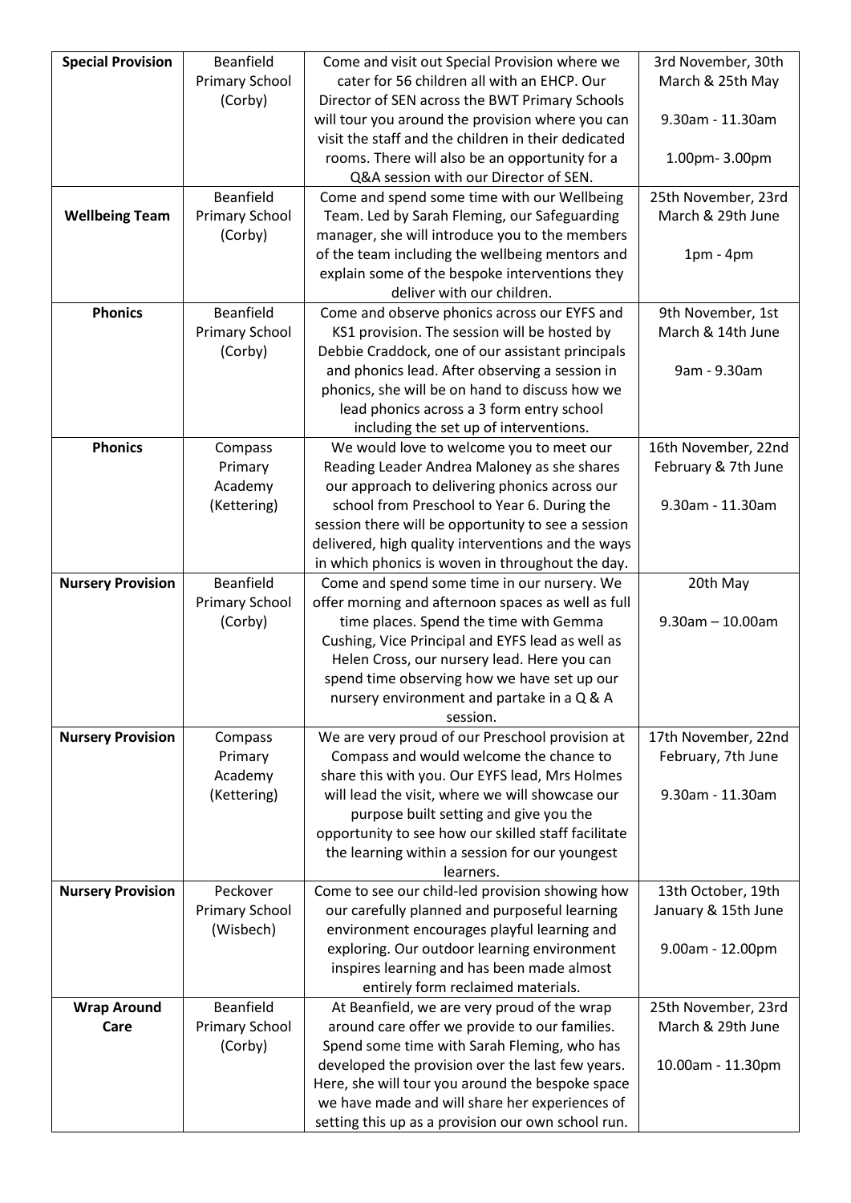| **Special Provision** | Beanfield Primary School (Corby) | Come and visit out Special Provision where we cater for 56 children all with an EHCP. Our Director of SEN across the BWT Primary Schools will tour you around the provision where you can visit the staff and the children in their dedicated rooms. There will also be an opportunity for a Q&A session with our Director of SEN. | 3rd November, 30th March & 25th May<br><br>9.30am - 11.30am<br><br>1.00pm- 3.00pm |
|---|---|---|---|
| **Wellbeing Team** | Beanfield Primary School (Corby) | Come and spend some time with our Wellbeing Team. Led by Sarah Fleming, our Safeguarding manager, she will introduce you to the members of the team including the wellbeing mentors and explain some of the bespoke interventions they deliver with our children. | 25th November, 23rd March & 29th June<br><br>1pm - 4pm |
| **Phonics** | Beanfield Primary School (Corby) | Come and observe phonics across our EYFS and KS1 provision. The session will be hosted by Debbie Craddock, one of our assistant principals and phonics lead. After observing a session in phonics, she will be on hand to discuss how we lead phonics across a 3 form entry school including the set up of interventions. | 9th November, 1st March & 14th June<br><br>9am - 9.30am |
| **Phonics** | Compass Primary Academy (Kettering) | We would love to welcome you to meet our Reading Leader Andrea Maloney as she shares our approach to delivering phonics across our school from Preschool to Year 6. During the session there will be opportunity to see a session delivered, high quality interventions and the ways in which phonics is woven in throughout the day. | 16th November, 22nd February & 7th June<br><br>9.30am - 11.30am |
| **Nursery Provision** | Beanfield Primary School (Corby) | Come and spend some time in our nursery. We offer morning and afternoon spaces as well as full time places. Spend the time with Gemma Cushing, Vice Principal and EYFS lead as well as Helen Cross, our nursery lead. Here you can spend time observing how we have set up our nursery environment and partake in a Q & A session. | 20th May<br><br>9.30am – 10.00am |
| **Nursery Provision** | Compass Primary Academy (Kettering) | We are very proud of our Preschool provision at Compass and would welcome the chance to share this with you. Our EYFS lead, Mrs Holmes will lead the visit, where we will showcase our purpose built setting and give you the opportunity to see how our skilled staff facilitate the learning within a session for our youngest learners. | 17th November, 22nd February, 7th June<br><br>9.30am - 11.30am |
| **Nursery Provision** | Peckover Primary School (Wisbech) | Come to see our child-led provision showing how our carefully planned and purposeful learning environment encourages playful learning and exploring. Our outdoor learning environment inspires learning and has been made almost entirely form reclaimed materials. | 13th October, 19th January & 15th June<br><br>9.00am - 12.00pm |
| **Wrap Around Care** | Beanfield Primary School (Corby) | At Beanfield, we are very proud of the wrap around care offer we provide to our families. Spend some time with Sarah Fleming, who has developed the provision over the last few years. Here, she will tour you around the bespoke space we have made and will share her experiences of setting this up as a provision our own school run. | 25th November, 23rd March & 29th June<br><br>10.00am - 11.30pm |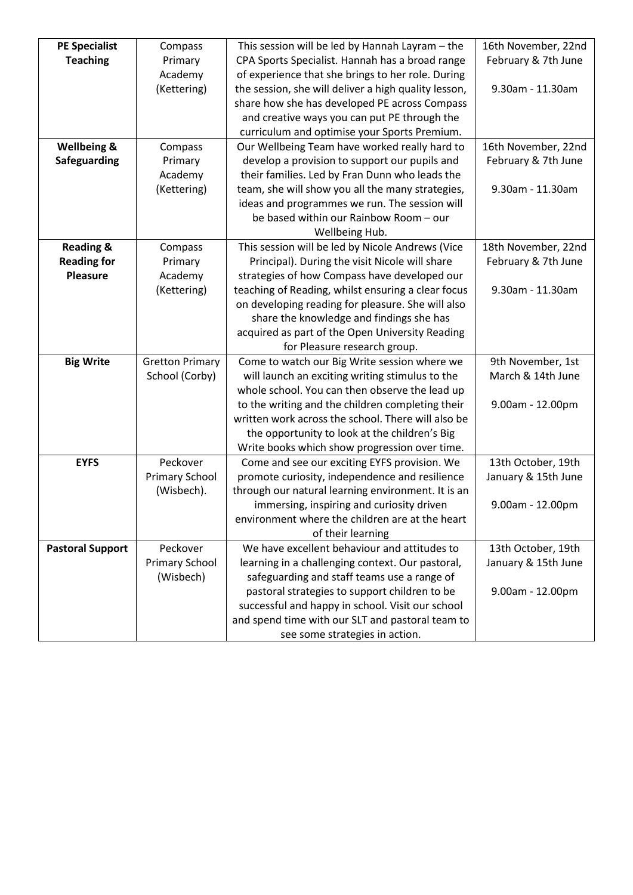| | | | |
|---|---|---|---|
| **PE Specialist Teaching** | Compass Primary Academy (Kettering) | This session will be led by Hannah Layram – the CPA Sports Specialist. Hannah has a broad range of experience that she brings to her role. During the session, she will deliver a high quality lesson, share how she has developed PE across Compass and creative ways you can put PE through the curriculum and optimise your Sports Premium. | 16th November, 22nd February & 7th June<br><br>9.30am - 11.30am |
| **Wellbeing & Safeguarding** | Compass Primary Academy (Kettering) | Our Wellbeing Team have worked really hard to develop a provision to support our pupils and their families. Led by Fran Dunn who leads the team, she will show you all the many strategies, ideas and programmes we run. The session will be based within our Rainbow Room – our Wellbeing Hub. | 16th November, 22nd February & 7th June<br><br>9.30am - 11.30am |
| **Reading & Reading for Pleasure** | Compass Primary Academy (Kettering) | This session will be led by Nicole Andrews (Vice Principal). During the visit Nicole will share strategies of how Compass have developed our teaching of Reading, whilst ensuring a clear focus on developing reading for pleasure. She will also share the knowledge and findings she has acquired as part of the Open University Reading for Pleasure research group. | 18th November, 22nd February & 7th June<br><br>9.30am - 11.30am |
| **Big Write** | Gretton Primary School (Corby) | Come to watch our Big Write session where we will launch an exciting writing stimulus to the whole school. You can then observe the lead up to the writing and the children completing their written work across the school. There will also be the opportunity to look at the children's Big Write books which show progression over time. | 9th November, 1st March & 14th June<br><br>9.00am - 12.00pm |
| **EYFS** | Peckover Primary School (Wisbech). | Come and see our exciting EYFS provision. We promote curiosity, independence and resilience through our natural learning environment. It is an immersing, inspiring and curiosity driven environment where the children are at the heart of their learning | 13th October, 19th January & 15th June<br><br>9.00am - 12.00pm |
| **Pastoral Support** | Peckover Primary School (Wisbech) | We have excellent behaviour and attitudes to learning in a challenging context. Our pastoral, safeguarding and staff teams use a range of pastoral strategies to support children to be successful and happy in school. Visit our school and spend time with our SLT and pastoral team to see some strategies in action. | 13th October, 19th January & 15th June<br><br>9.00am - 12.00pm |